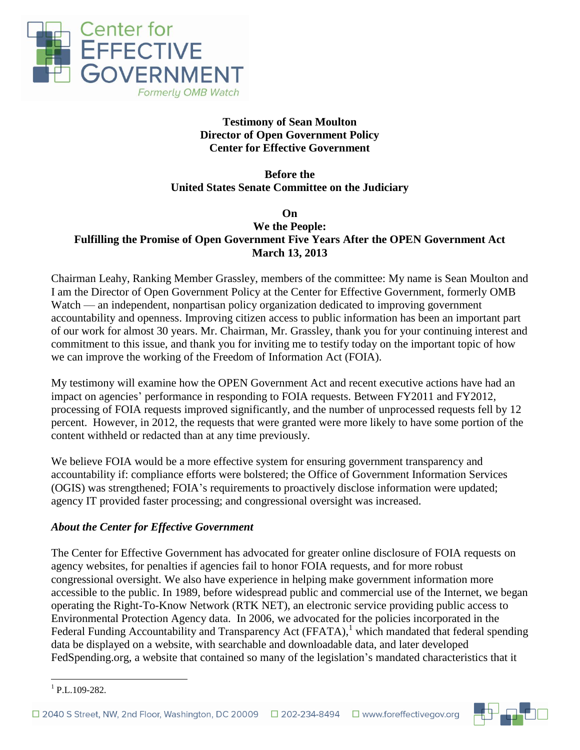Center for EFFECTIVE GOVERNMENT
Formerly OMB Watch

**Testimony of Sean Moulton**
**Director of Open Government Policy**
**Center for Effective Government**

**Before the**
**United States Senate Committee on the Judiciary**

**On**
**We the People:**
**Fulfilling the Promise of Open Government Five Years After the OPEN Government Act**
**March 13, 2013**

Chairman Leahy, Ranking Member Grassley, members of the committee: My name is Sean Moulton and I am the Director of Open Government Policy at the Center for Effective Government, formerly OMB Watch — an independent, nonpartisan policy organization dedicated to improving government accountability and openness. Improving citizen access to public information has been an important part of our work for almost 30 years. Mr. Chairman, Mr. Grassley, thank you for your continuing interest and commitment to this issue, and thank you for inviting me to testify today on the important topic of how we can improve the working of the Freedom of Information Act (FOIA).

My testimony will examine how the OPEN Government Act and recent executive actions have had an impact on agencies' performance in responding to FOIA requests. Between FY2011 and FY2012, processing of FOIA requests improved significantly, and the number of unprocessed requests fell by 12 percent. However, in 2012, the requests that were granted were more likely to have some portion of the content withheld or redacted than at any time previously.

We believe FOIA would be a more effective system for ensuring government transparency and accountability if: compliance efforts were bolstered; the Office of Government Information Services (OGIS) was strengthened; FOIA's requirements to proactively disclose information were updated; agency IT provided faster processing; and congressional oversight was increased.

### *About the Center for Effective Government*

The Center for Effective Government has advocated for greater online disclosure of FOIA requests on agency websites, for penalties if agencies fail to honor FOIA requests, and for more robust congressional oversight. We also have experience in helping make government information more accessible to the public. In 1989, before widespread public and commercial use of the Internet, we began operating the Right-To-Know Network (RTK NET), an electronic service providing public access to Environmental Protection Agency data. In 2006, we advocated for the policies incorporated in the Federal Funding Accountability and Transparency Act (FFATA),[1] which mandated that federal spending data be displayed on a website, with searchable and downloadable data, and later developed FedSpending.org, a website that contained so many of the legislation's mandated characteristics that it

[1] P.L.109-282.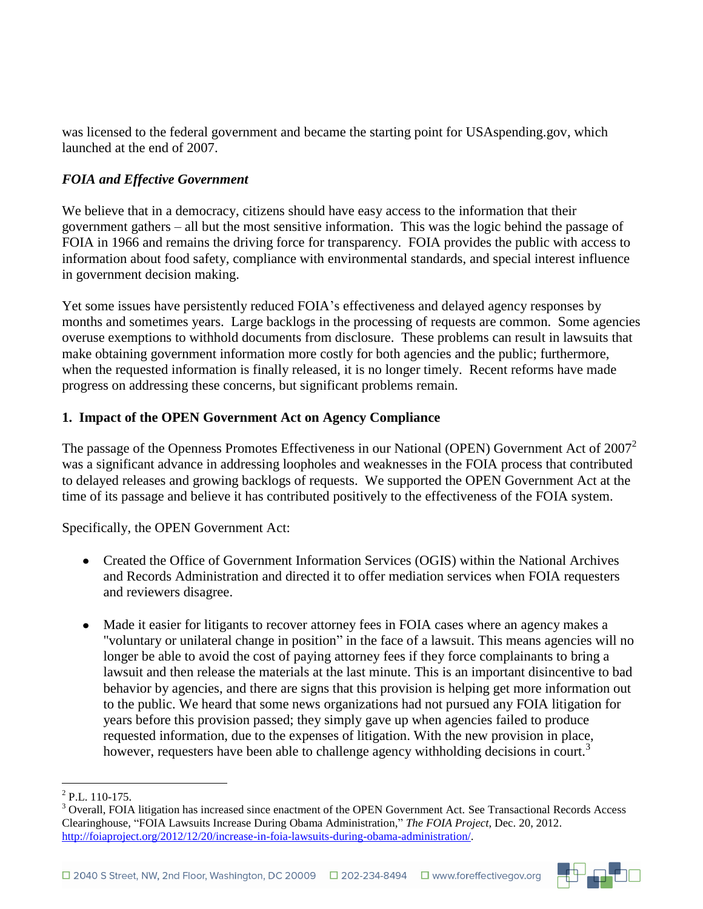was licensed to the federal government and became the starting point for USAspending.gov, which launched at the end of 2007.

***FOIA and Effective Government***

We believe that in a democracy, citizens should have easy access to the information that their government gathers – all but the most sensitive information. This was the logic behind the passage of FOIA in 1966 and remains the driving force for transparency. FOIA provides the public with access to information about food safety, compliance with environmental standards, and special interest influence in government decision making.

Yet some issues have persistently reduced FOIA's effectiveness and delayed agency responses by months and sometimes years. Large backlogs in the processing of requests are common. Some agencies overuse exemptions to withhold documents from disclosure. These problems can result in lawsuits that make obtaining government information more costly for both agencies and the public; furthermore, when the requested information is finally released, it is no longer timely. Recent reforms have made progress on addressing these concerns, but significant problems remain.

**1. Impact of the OPEN Government Act on Agency Compliance**

The passage of the Openness Promotes Effectiveness in our National (OPEN) Government Act of 2007[2] was a significant advance in addressing loopholes and weaknesses in the FOIA process that contributed to delayed releases and growing backlogs of requests. We supported the OPEN Government Act at the time of its passage and believe it has contributed positively to the effectiveness of the FOIA system.

Specifically, the OPEN Government Act:

- Created the Office of Government Information Services (OGIS) within the National Archives and Records Administration and directed it to offer mediation services when FOIA requesters and reviewers disagree.

- Made it easier for litigants to recover attorney fees in FOIA cases where an agency makes a "voluntary or unilateral change in position" in the face of a lawsuit. This means agencies will no longer be able to avoid the cost of paying attorney fees if they force complainants to bring a lawsuit and then release the materials at the last minute. This is an important disincentive to bad behavior by agencies, and there are signs that this provision is helping get more information out to the public. We heard that some news organizations had not pursued any FOIA litigation for years before this provision passed; they simply gave up when agencies failed to produce requested information, due to the expenses of litigation. With the new provision in place, however, requesters have been able to challenge agency withholding decisions in court.[3]

---

[2] P.L. 110-175.

[3] Overall, FOIA litigation has increased since enactment of the OPEN Government Act. See Transactional Records Access Clearinghouse, "FOIA Lawsuits Increase During Obama Administration," *The FOIA Project*, Dec. 20, 2012. http://foiaproject.org/2012/12/20/increase-in-foia-lawsuits-during-obama-administration/.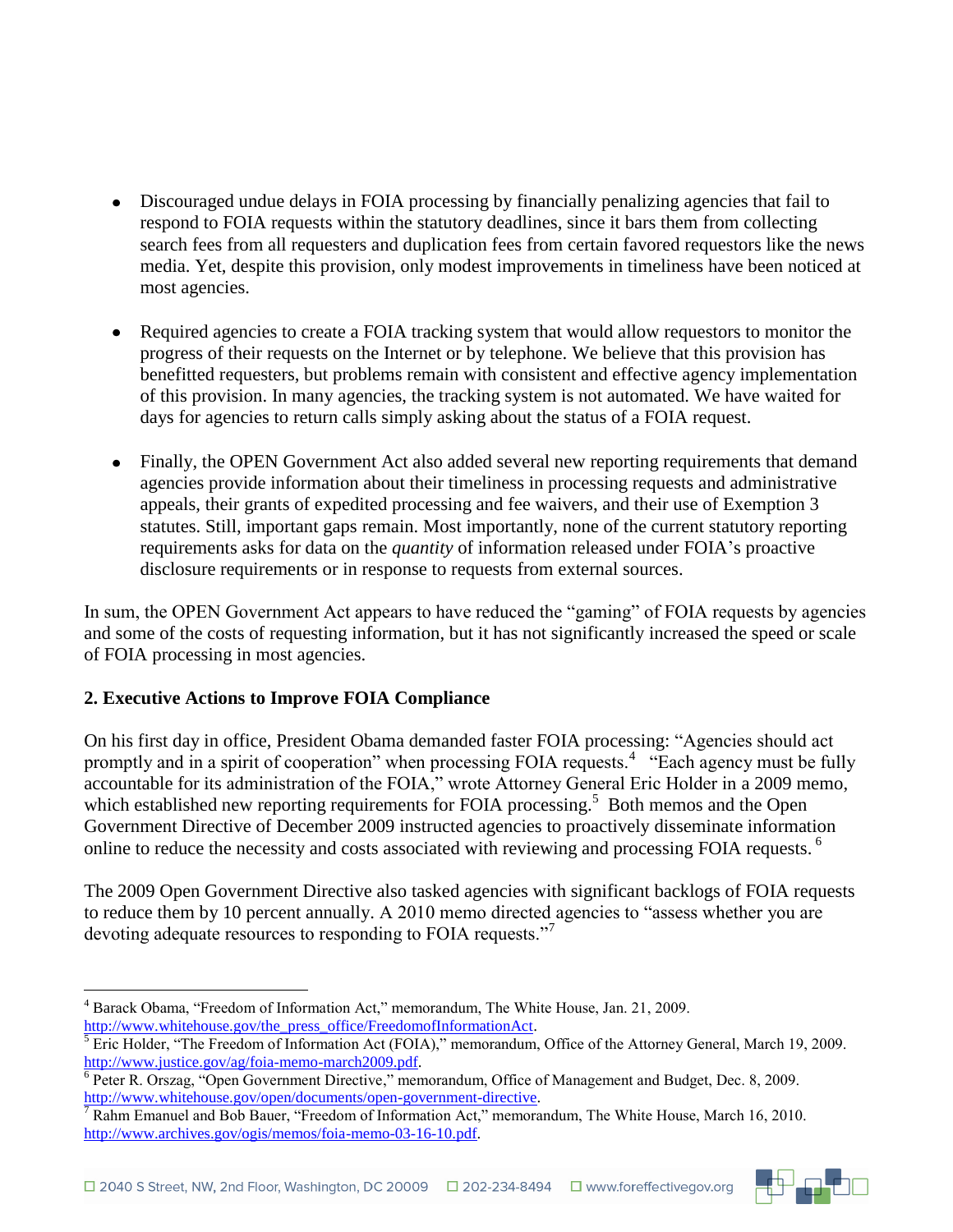- Discouraged undue delays in FOIA processing by financially penalizing agencies that fail to respond to FOIA requests within the statutory deadlines, since it bars them from collecting search fees from all requesters and duplication fees from certain favored requestors like the news media. Yet, despite this provision, only modest improvements in timeliness have been noticed at most agencies.

- Required agencies to create a FOIA tracking system that would allow requestors to monitor the progress of their requests on the Internet or by telephone. We believe that this provision has benefitted requesters, but problems remain with consistent and effective agency implementation of this provision. In many agencies, the tracking system is not automated. We have waited for days for agencies to return calls simply asking about the status of a FOIA request.

- Finally, the OPEN Government Act also added several new reporting requirements that demand agencies provide information about their timeliness in processing requests and administrative appeals, their grants of expedited processing and fee waivers, and their use of Exemption 3 statutes. Still, important gaps remain. Most importantly, none of the current statutory reporting requirements asks for data on the *quantity* of information released under FOIA's proactive disclosure requirements or in response to requests from external sources.

In sum, the OPEN Government Act appears to have reduced the "gaming" of FOIA requests by agencies and some of the costs of requesting information, but it has not significantly increased the speed or scale of FOIA processing in most agencies.

**2. Executive Actions to Improve FOIA Compliance**

On his first day in office, President Obama demanded faster FOIA processing: "Agencies should act promptly and in a spirit of cooperation" when processing FOIA requests.[4] "Each agency must be fully accountable for its administration of the FOIA," wrote Attorney General Eric Holder in a 2009 memo, which established new reporting requirements for FOIA processing.[5] Both memos and the Open Government Directive of December 2009 instructed agencies to proactively disseminate information online to reduce the necessity and costs associated with reviewing and processing FOIA requests.[6]

The 2009 Open Government Directive also tasked agencies with significant backlogs of FOIA requests to reduce them by 10 percent annually. A 2010 memo directed agencies to "assess whether you are devoting adequate resources to responding to FOIA requests."[7]

---

[4] Barack Obama, "Freedom of Information Act," memorandum, The White House, Jan. 21, 2009. http://www.whitehouse.gov/the_press_office/FreedomofInformationAct.

[5] Eric Holder, "The Freedom of Information Act (FOIA)," memorandum, Office of the Attorney General, March 19, 2009. http://www.justice.gov/ag/foia-memo-march2009.pdf.

[6] Peter R. Orszag, "Open Government Directive," memorandum, Office of Management and Budget, Dec. 8, 2009. http://www.whitehouse.gov/open/documents/open-government-directive.

[7] Rahm Emanuel and Bob Bauer, "Freedom of Information Act," memorandum, The White House, March 16, 2010. http://www.archives.gov/ogis/memos/foia-memo-03-16-10.pdf.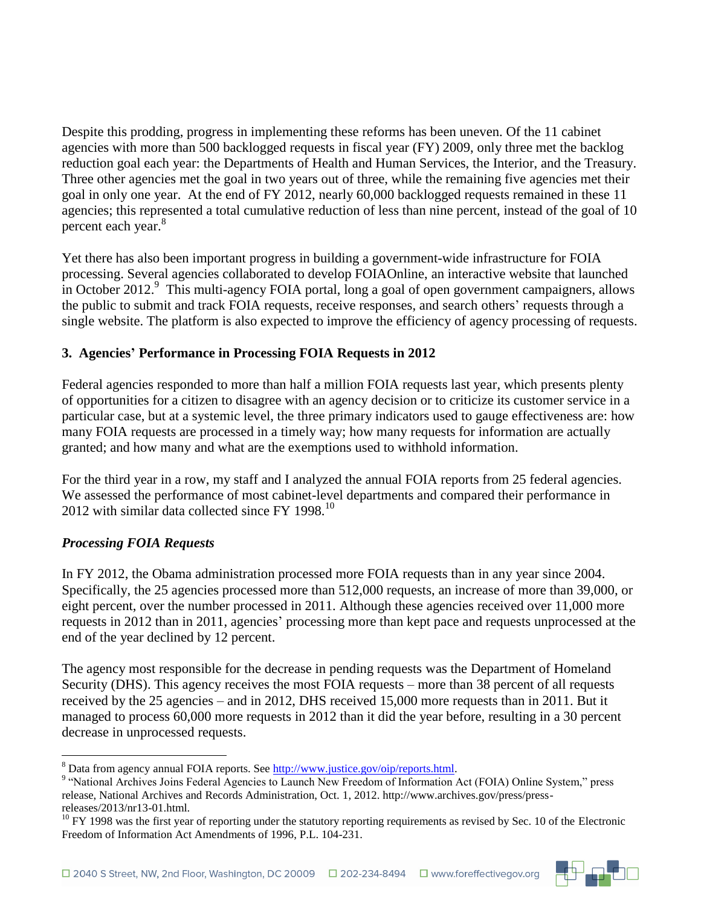Despite this prodding, progress in implementing these reforms has been uneven. Of the 11 cabinet agencies with more than 500 backlogged requests in fiscal year (FY) 2009, only three met the backlog reduction goal each year: the Departments of Health and Human Services, the Interior, and the Treasury. Three other agencies met the goal in two years out of three, while the remaining five agencies met their goal in only one year. At the end of FY 2012, nearly 60,000 backlogged requests remained in these 11 agencies; this represented a total cumulative reduction of less than nine percent, instead of the goal of 10 percent each year.[8]

Yet there has also been important progress in building a government-wide infrastructure for FOIA processing. Several agencies collaborated to develop FOIAOnline, an interactive website that launched in October 2012.[9] This multi-agency FOIA portal, long a goal of open government campaigners, allows the public to submit and track FOIA requests, receive responses, and search others' requests through a single website. The platform is also expected to improve the efficiency of agency processing of requests.

### 3. Agencies' Performance in Processing FOIA Requests in 2012

Federal agencies responded to more than half a million FOIA requests last year, which presents plenty of opportunities for a citizen to disagree with an agency decision or to criticize its customer service in a particular case, but at a systemic level, the three primary indicators used to gauge effectiveness are: how many FOIA requests are processed in a timely way; how many requests for information are actually granted; and how many and what are the exemptions used to withhold information.

For the third year in a row, my staff and I analyzed the annual FOIA reports from 25 federal agencies. We assessed the performance of most cabinet-level departments and compared their performance in 2012 with similar data collected since FY 1998.[10]

#### *Processing FOIA Requests*

In FY 2012, the Obama administration processed more FOIA requests than in any year since 2004. Specifically, the 25 agencies processed more than 512,000 requests, an increase of more than 39,000, or eight percent, over the number processed in 2011. Although these agencies received over 11,000 more requests in 2012 than in 2011, agencies' processing more than kept pace and requests unprocessed at the end of the year declined by 12 percent.

The agency most responsible for the decrease in pending requests was the Department of Homeland Security (DHS). This agency receives the most FOIA requests – more than 38 percent of all requests received by the 25 agencies – and in 2012, DHS received 15,000 more requests than in 2011. But it managed to process 60,000 more requests in 2012 than it did the year before, resulting in a 30 percent decrease in unprocessed requests.

---

[8] Data from agency annual FOIA reports. See http://www.justice.gov/oip/reports.html.

[9] "National Archives Joins Federal Agencies to Launch New Freedom of Information Act (FOIA) Online System," press release, National Archives and Records Administration, Oct. 1, 2012. http://www.archives.gov/press/press-releases/2013/nr13-01.html.

[10] FY 1998 was the first year of reporting under the statutory reporting requirements as revised by Sec. 10 of the Electronic Freedom of Information Act Amendments of 1996, P.L. 104-231.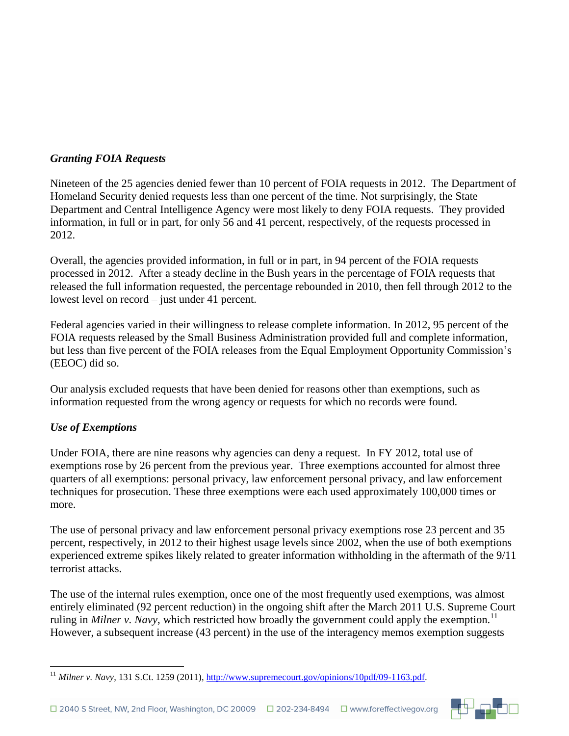### *Granting FOIA Requests*

Nineteen of the 25 agencies denied fewer than 10 percent of FOIA requests in 2012. The Department of Homeland Security denied requests less than one percent of the time. Not surprisingly, the State Department and Central Intelligence Agency were most likely to deny FOIA requests. They provided information, in full or in part, for only 56 and 41 percent, respectively, of the requests processed in 2012.

Overall, the agencies provided information, in full or in part, in 94 percent of the FOIA requests processed in 2012. After a steady decline in the Bush years in the percentage of FOIA requests that released the full information requested, the percentage rebounded in 2010, then fell through 2012 to the lowest level on record – just under 41 percent.

Federal agencies varied in their willingness to release complete information. In 2012, 95 percent of the FOIA requests released by the Small Business Administration provided full and complete information, but less than five percent of the FOIA releases from the Equal Employment Opportunity Commission's (EEOC) did so.

Our analysis excluded requests that have been denied for reasons other than exemptions, such as information requested from the wrong agency or requests for which no records were found.

### *Use of Exemptions*

Under FOIA, there are nine reasons why agencies can deny a request. In FY 2012, total use of exemptions rose by 26 percent from the previous year. Three exemptions accounted for almost three quarters of all exemptions: personal privacy, law enforcement personal privacy, and law enforcement techniques for prosecution. These three exemptions were each used approximately 100,000 times or more.

The use of personal privacy and law enforcement personal privacy exemptions rose 23 percent and 35 percent, respectively, in 2012 to their highest usage levels since 2002, when the use of both exemptions experienced extreme spikes likely related to greater information withholding in the aftermath of the 9/11 terrorist attacks.

The use of the internal rules exemption, once one of the most frequently used exemptions, was almost entirely eliminated (92 percent reduction) in the ongoing shift after the March 2011 U.S. Supreme Court ruling in *Milner v. Navy*, which restricted how broadly the government could apply the exemption.[11] However, a subsequent increase (43 percent) in the use of the interagency memos exemption suggests

[11] *Milner v. Navy*, 131 S.Ct. 1259 (2011), http://www.supremecourt.gov/opinions/10pdf/09-1163.pdf.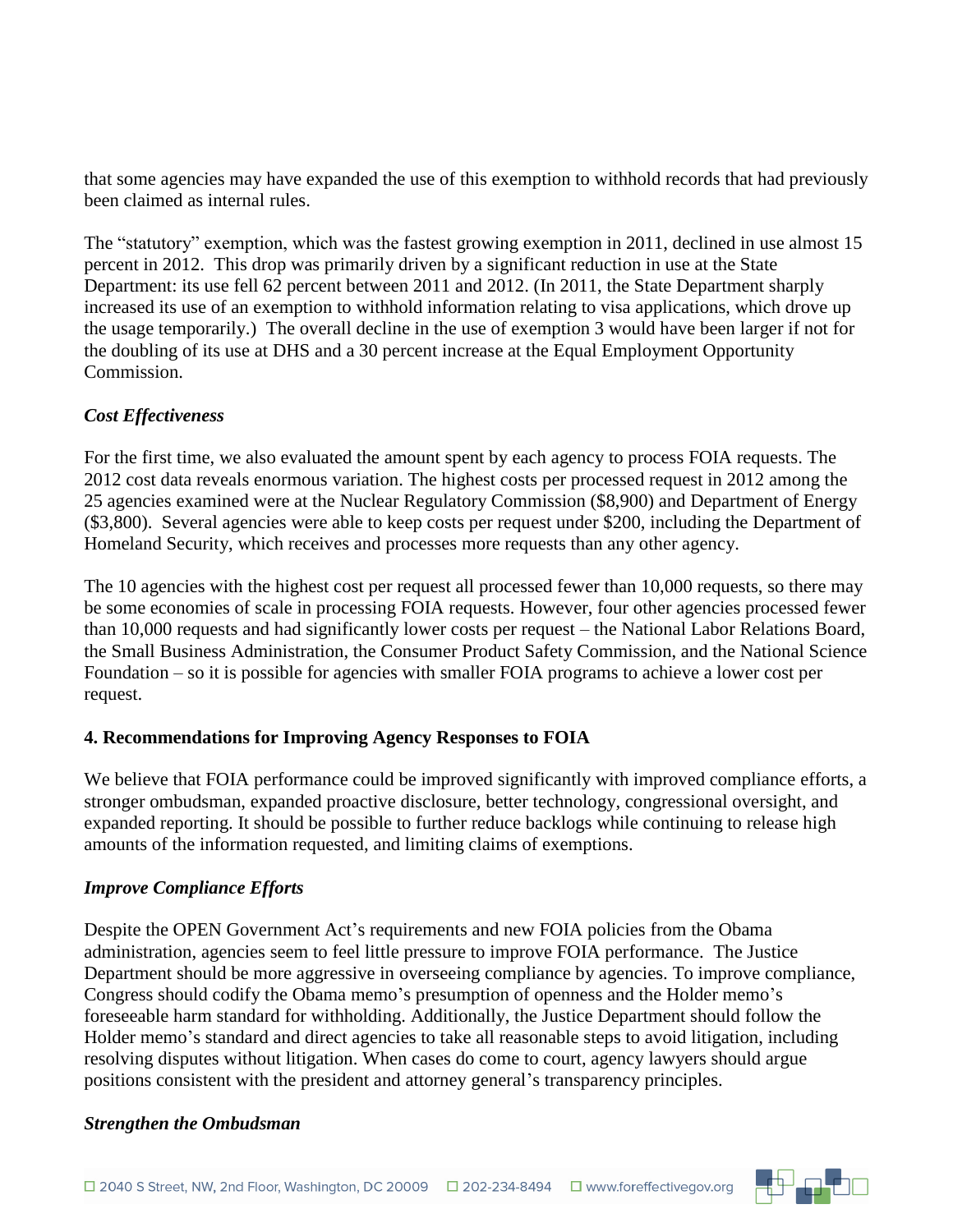that some agencies may have expanded the use of this exemption to withhold records that had previously been claimed as internal rules.

The "statutory" exemption, which was the fastest growing exemption in 2011, declined in use almost 15 percent in 2012. This drop was primarily driven by a significant reduction in use at the State Department: its use fell 62 percent between 2011 and 2012. (In 2011, the State Department sharply increased its use of an exemption to withhold information relating to visa applications, which drove up the usage temporarily.) The overall decline in the use of exemption 3 would have been larger if not for the doubling of its use at DHS and a 30 percent increase at the Equal Employment Opportunity Commission.

### *Cost Effectiveness*

For the first time, we also evaluated the amount spent by each agency to process FOIA requests. The 2012 cost data reveals enormous variation. The highest costs per processed request in 2012 among the 25 agencies examined were at the Nuclear Regulatory Commission ($8,900) and Department of Energy ($3,800). Several agencies were able to keep costs per request under $200, including the Department of Homeland Security, which receives and processes more requests than any other agency.

The 10 agencies with the highest cost per request all processed fewer than 10,000 requests, so there may be some economies of scale in processing FOIA requests. However, four other agencies processed fewer than 10,000 requests and had significantly lower costs per request – the National Labor Relations Board, the Small Business Administration, the Consumer Product Safety Commission, and the National Science Foundation – so it is possible for agencies with smaller FOIA programs to achieve a lower cost per request.

## 4. Recommendations for Improving Agency Responses to FOIA

We believe that FOIA performance could be improved significantly with improved compliance efforts, a stronger ombudsman, expanded proactive disclosure, better technology, congressional oversight, and expanded reporting. It should be possible to further reduce backlogs while continuing to release high amounts of the information requested, and limiting claims of exemptions.

### *Improve Compliance Efforts*

Despite the OPEN Government Act's requirements and new FOIA policies from the Obama administration, agencies seem to feel little pressure to improve FOIA performance. The Justice Department should be more aggressive in overseeing compliance by agencies. To improve compliance, Congress should codify the Obama memo's presumption of openness and the Holder memo's foreseeable harm standard for withholding. Additionally, the Justice Department should follow the Holder memo's standard and direct agencies to take all reasonable steps to avoid litigation, including resolving disputes without litigation. When cases do come to court, agency lawyers should argue positions consistent with the president and attorney general's transparency principles.

### *Strengthen the Ombudsman*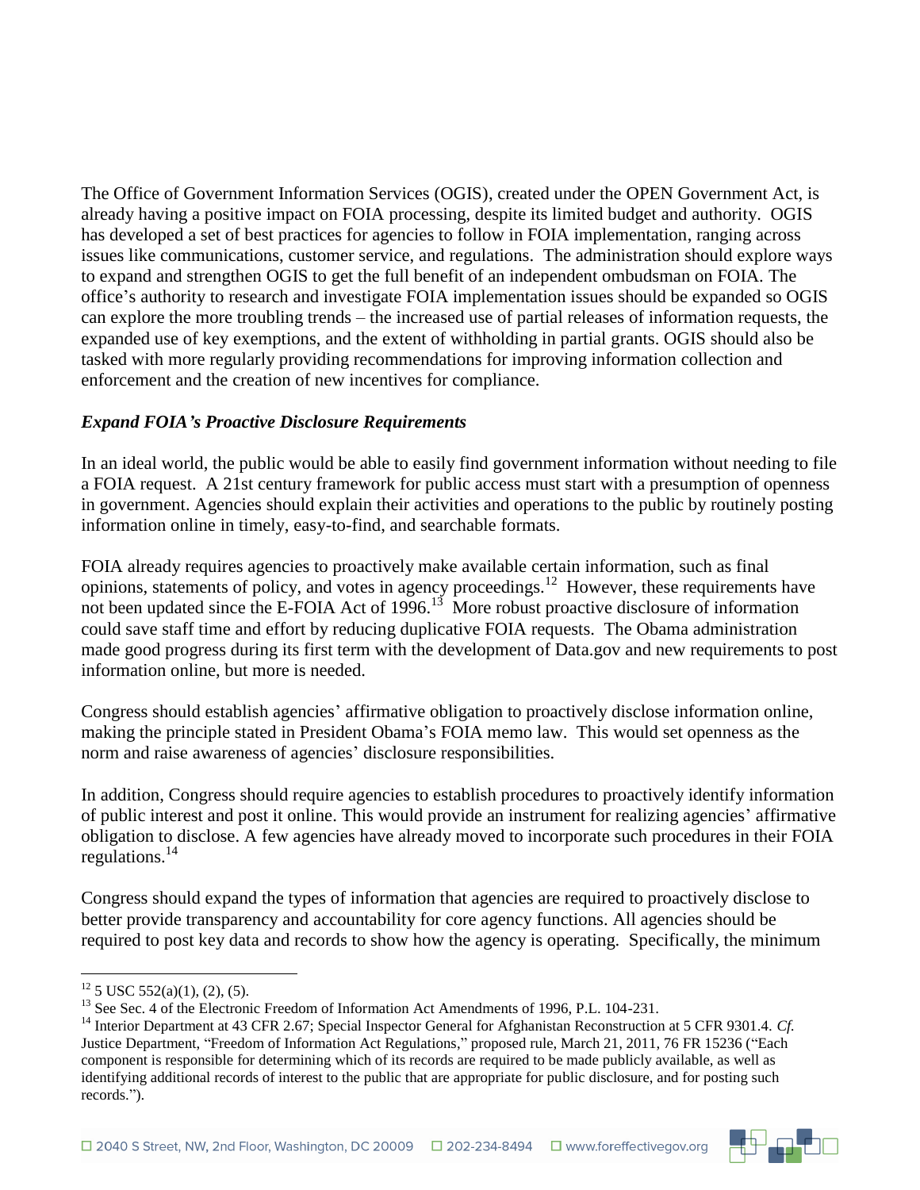The Office of Government Information Services (OGIS), created under the OPEN Government Act, is already having a positive impact on FOIA processing, despite its limited budget and authority. OGIS has developed a set of best practices for agencies to follow in FOIA implementation, ranging across issues like communications, customer service, and regulations. The administration should explore ways to expand and strengthen OGIS to get the full benefit of an independent ombudsman on FOIA. The office's authority to research and investigate FOIA implementation issues should be expanded so OGIS can explore the more troubling trends – the increased use of partial releases of information requests, the expanded use of key exemptions, and the extent of withholding in partial grants. OGIS should also be tasked with more regularly providing recommendations for improving information collection and enforcement and the creation of new incentives for compliance.

### *Expand FOIA's Proactive Disclosure Requirements*

In an ideal world, the public would be able to easily find government information without needing to file a FOIA request. A 21st century framework for public access must start with a presumption of openness in government. Agencies should explain their activities and operations to the public by routinely posting information online in timely, easy-to-find, and searchable formats.

FOIA already requires agencies to proactively make available certain information, such as final opinions, statements of policy, and votes in agency proceedings.[12] However, these requirements have not been updated since the E-FOIA Act of 1996.[13] More robust proactive disclosure of information could save staff time and effort by reducing duplicative FOIA requests. The Obama administration made good progress during its first term with the development of Data.gov and new requirements to post information online, but more is needed.

Congress should establish agencies' affirmative obligation to proactively disclose information online, making the principle stated in President Obama's FOIA memo law. This would set openness as the norm and raise awareness of agencies' disclosure responsibilities.

In addition, Congress should require agencies to establish procedures to proactively identify information of public interest and post it online. This would provide an instrument for realizing agencies' affirmative obligation to disclose. A few agencies have already moved to incorporate such procedures in their FOIA regulations.[14]

Congress should expand the types of information that agencies are required to proactively disclose to better provide transparency and accountability for core agency functions. All agencies should be required to post key data and records to show how the agency is operating. Specifically, the minimum

---

[12] 5 USC 552(a)(1), (2), (5).

[13] See Sec. 4 of the Electronic Freedom of Information Act Amendments of 1996, P.L. 104-231.

[14] Interior Department at 43 CFR 2.67; Special Inspector General for Afghanistan Reconstruction at 5 CFR 9301.4. *Cf.* Justice Department, "Freedom of Information Act Regulations," proposed rule, March 21, 2011, 76 FR 15236 ("Each component is responsible for determining which of its records are required to be made publicly available, as well as identifying additional records of interest to the public that are appropriate for public disclosure, and for posting such records.").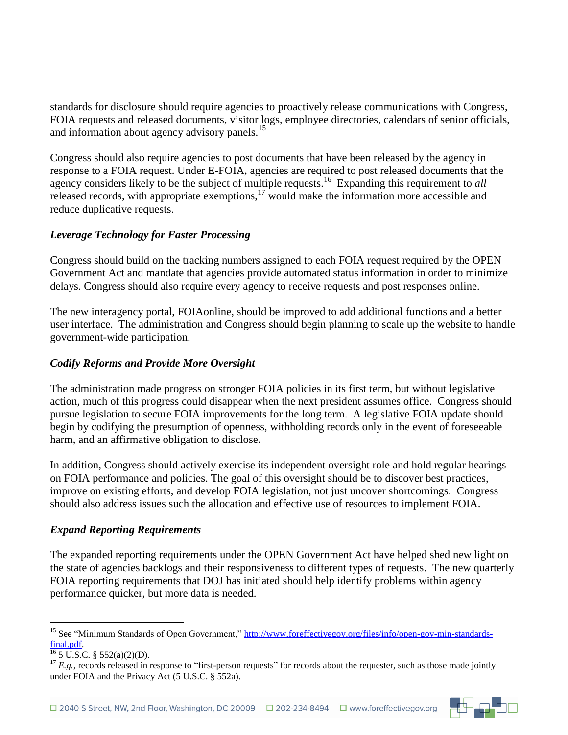standards for disclosure should require agencies to proactively release communications with Congress, FOIA requests and released documents, visitor logs, employee directories, calendars of senior officials, and information about agency advisory panels.[15]

Congress should also require agencies to post documents that have been released by the agency in response to a FOIA request. Under E-FOIA, agencies are required to post released documents that the agency considers likely to be the subject of multiple requests.[16] Expanding this requirement to *all* released records, with appropriate exemptions,[17] would make the information more accessible and reduce duplicative requests.

### *Leverage Technology for Faster Processing*

Congress should build on the tracking numbers assigned to each FOIA request required by the OPEN Government Act and mandate that agencies provide automated status information in order to minimize delays. Congress should also require every agency to receive requests and post responses online.

The new interagency portal, FOIAonline, should be improved to add additional functions and a better user interface. The administration and Congress should begin planning to scale up the website to handle government-wide participation.

### *Codify Reforms and Provide More Oversight*

The administration made progress on stronger FOIA policies in its first term, but without legislative action, much of this progress could disappear when the next president assumes office. Congress should pursue legislation to secure FOIA improvements for the long term. A legislative FOIA update should begin by codifying the presumption of openness, withholding records only in the event of foreseeable harm, and an affirmative obligation to disclose.

In addition, Congress should actively exercise its independent oversight role and hold regular hearings on FOIA performance and policies. The goal of this oversight should be to discover best practices, improve on existing efforts, and develop FOIA legislation, not just uncover shortcomings. Congress should also address issues such the allocation and effective use of resources to implement FOIA.

### *Expand Reporting Requirements*

The expanded reporting requirements under the OPEN Government Act have helped shed new light on the state of agencies backlogs and their responsiveness to different types of requests. The new quarterly FOIA reporting requirements that DOJ has initiated should help identify problems within agency performance quicker, but more data is needed.

---

[15] See "Minimum Standards of Open Government," http://www.foreffectivegov.org/files/info/open-gov-min-standards-final.pdf.

[16] 5 U.S.C. § 552(a)(2)(D).

[17] *E.g.*, records released in response to "first-person requests" for records about the requester, such as those made jointly under FOIA and the Privacy Act (5 U.S.C. § 552a).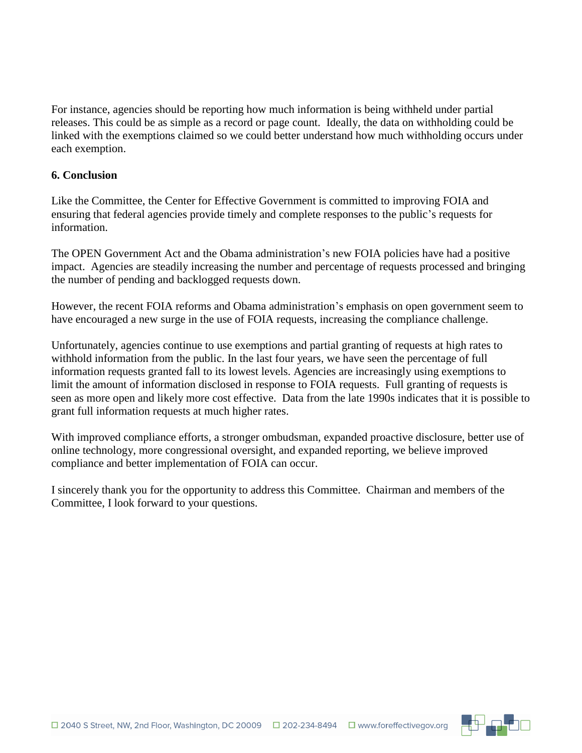For instance, agencies should be reporting how much information is being withheld under partial releases. This could be as simple as a record or page count. Ideally, the data on withholding could be linked with the exemptions claimed so we could better understand how much withholding occurs under each exemption.

**6. Conclusion**

Like the Committee, the Center for Effective Government is committed to improving FOIA and ensuring that federal agencies provide timely and complete responses to the public's requests for information.

The OPEN Government Act and the Obama administration's new FOIA policies have had a positive impact. Agencies are steadily increasing the number and percentage of requests processed and bringing the number of pending and backlogged requests down.

However, the recent FOIA reforms and Obama administration's emphasis on open government seem to have encouraged a new surge in the use of FOIA requests, increasing the compliance challenge.

Unfortunately, agencies continue to use exemptions and partial granting of requests at high rates to withhold information from the public. In the last four years, we have seen the percentage of full information requests granted fall to its lowest levels. Agencies are increasingly using exemptions to limit the amount of information disclosed in response to FOIA requests. Full granting of requests is seen as more open and likely more cost effective. Data from the late 1990s indicates that it is possible to grant full information requests at much higher rates.

With improved compliance efforts, a stronger ombudsman, expanded proactive disclosure, better use of online technology, more congressional oversight, and expanded reporting, we believe improved compliance and better implementation of FOIA can occur.

I sincerely thank you for the opportunity to address this Committee. Chairman and members of the Committee, I look forward to your questions.